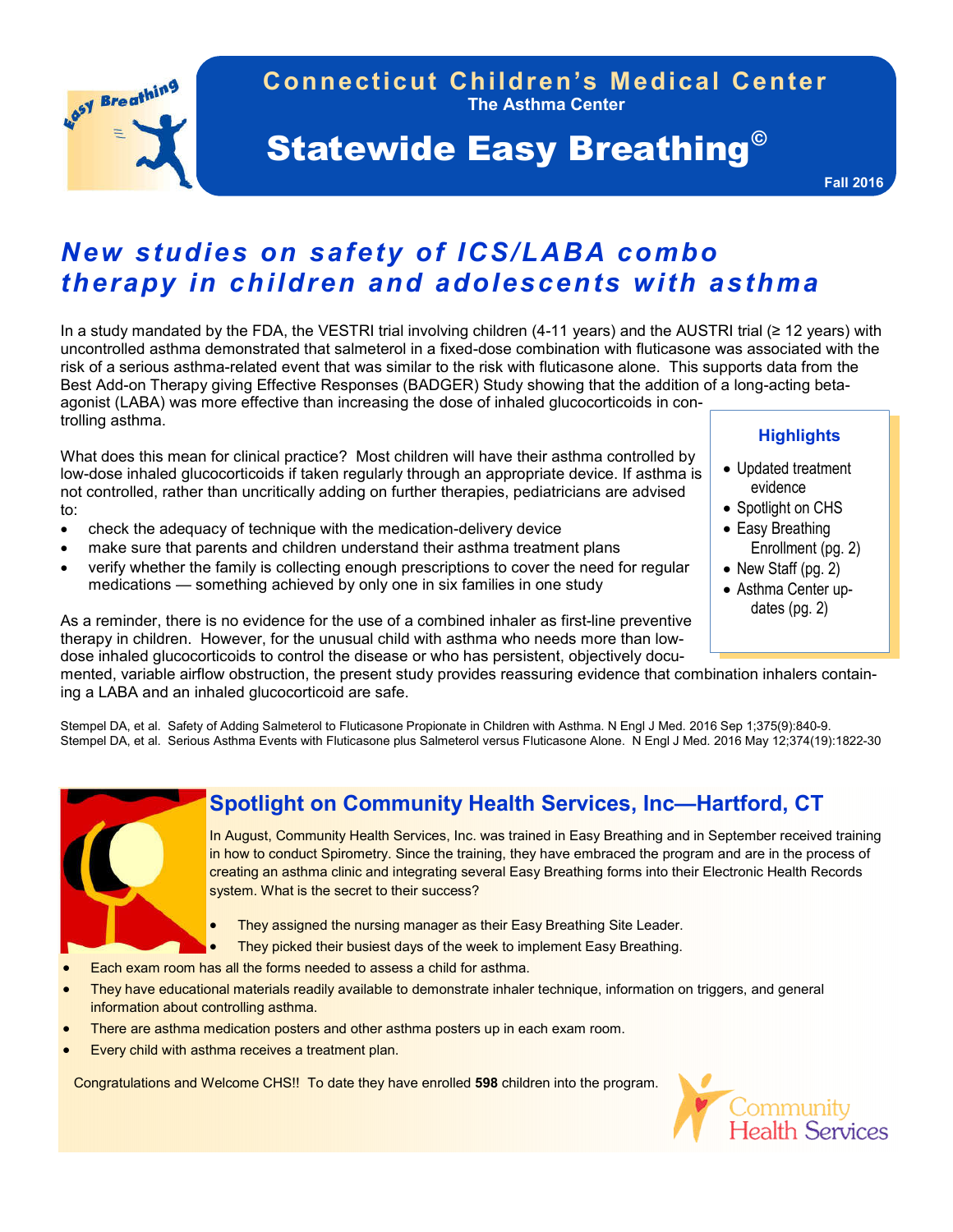# Connecticut Children's Medical Center

**The Asthma Center**

# Statewide Easy Breathing©

**Fall 2016**

## *New studies on safety of ICS/LABA combo therapy in children and adolescents with asthma*

In a study mandated by the FDA, the VESTRI trial involving children (4-11 years) and the AUSTRI trial (≥ 12 years) with uncontrolled asthma demonstrated that salmeterol in a fixed-dose combination with fluticasone was associated with the risk of a serious asthma-related event that was similar to the risk with fluticasone alone. This supports data from the Best Add-on Therapy giving Effective Responses (BADGER) Study showing that the addition of a long-acting beta-agonist (LABA) was more effective than increasing the dose of inhaled glucocorticoids in controlling asthma.

What does this mean for clinical practice? Most children will have their asthma controlled by low-dose inhaled glucocorticoids if taken regularly through an appropriate device. If asthma is not controlled, rather than uncritically adding on further therapies, pediatricians are advised to:

- check the adequacy of technique with the medication-delivery device
- make sure that parents and children understand their asthma treatment plans
- verify whether the family is collecting enough prescriptions to cover the need for regular medications — something achieved by only one in six families in one study

As a reminder, there is no evidence for the use of a combined inhaler as first-line preventive therapy in children. However, for the unusual child with asthma who needs more than low-dose inhaled glucocorticoids to control the disease or who has persistent, objectively documented, variable airflow obstruction, the present study provides reassuring evidence that combination inhalers containing a LABA and an inhaled glucocorticoid are safe.

Stempel DA, et al. Safety of Adding Salmeterol to Fluticasone Propionate in Children with Asthma. N Engl J Med. 2016 Sep 1;375(9):840-9.
Stempel DA, et al. Serious Asthma Events with Fluticasone plus Salmeterol versus Fluticasone Alone. N Engl J Med. 2016 May 12;374(19):1822-30

### Highlights

- Updated treatment evidence
- Spotlight on CHS
- Easy Breathing Enrollment (pg. 2)
- New Staff (pg. 2)
- Asthma Center updates (pg. 2)

## Spotlight on Community Health Services, Inc—Hartford, CT

In August, Community Health Services, Inc. was trained in Easy Breathing and in September received training in how to conduct Spirometry. Since the training, they have embraced the program and are in the process of creating an asthma clinic and integrating several Easy Breathing forms into their Electronic Health Records system. What is the secret to their success?

- They assigned the nursing manager as their Easy Breathing Site Leader.
- They picked their busiest days of the week to implement Easy Breathing.
- Each exam room has all the forms needed to assess a child for asthma.
- They have educational materials readily available to demonstrate inhaler technique, information on triggers, and general information about controlling asthma.
- There are asthma medication posters and other asthma posters up in each exam room.
- Every child with asthma receives a treatment plan.

Congratulations and Welcome CHS!! To date they have enrolled **598** children into the program.

Community Health Services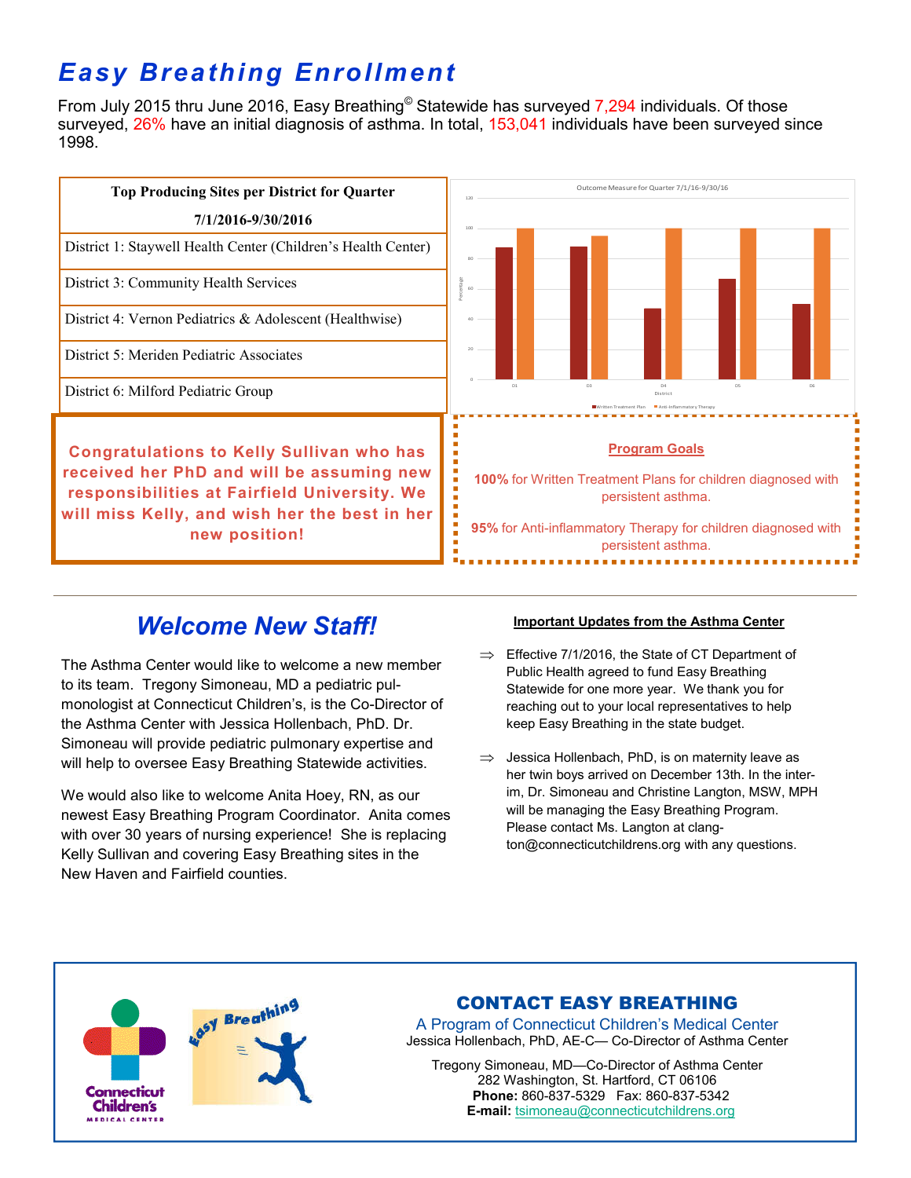# *Easy Breathing Enrollment*

From July 2015 thru June 2016, Easy Breathing© Statewide has surveyed 7,294 individuals. Of those surveyed, 26% have an initial diagnosis of asthma. In total, 153,041 individuals have been surveyed since 1998.

| **Top Producing Sites per District for Quarter 7/1/2016-9/30/2016** |
|---|
| District 1: Staywell Health Center (Children's Health Center) |
| District 3: Community Health Services |
| District 4: Vernon Pediatrics & Adolescent (Healthwise) |
| District 5: Meriden Pediatric Associates |
| District 6: Milford Pediatric Group |

Outcome Measure for Quarter 7/1/16-9/30/16

Percentage

120
100
80
60
40
20
0

D1
D3
D4
D5
D6

District

Written Treatment Plan
Anti-inflammatory Therapy

**Congratulations to Kelly Sullivan who has received her PhD and will be assuming new responsibilities at Fairfield University. We will miss Kelly, and wish her the best in her new position!**

**Program Goals**

**100%** for Written Treatment Plans for children diagnosed with persistent asthma.

**95%** for Anti-inflammatory Therapy for children diagnosed with persistent asthma.

## *Welcome New Staff!*

The Asthma Center would like to welcome a new member to its team. Tregony Simoneau, MD a pediatric pulmonologist at Connecticut Children's, is the Co-Director of the Asthma Center with Jessica Hollenbach, PhD. Dr. Simoneau will provide pediatric pulmonary expertise and will help to oversee Easy Breathing Statewide activities.

We would also like to welcome Anita Hoey, RN, as our newest Easy Breathing Program Coordinator. Anita comes with over 30 years of nursing experience! She is replacing Kelly Sullivan and covering Easy Breathing sites in the New Haven and Fairfield counties.

**Important Updates from the Asthma Center**

⇒ Effective 7/1/2016, the State of CT Department of Public Health agreed to fund Easy Breathing Statewide for one more year. We thank you for reaching out to your local representatives to help keep Easy Breathing in the state budget.

⇒ Jessica Hollenbach, PhD, is on maternity leave as her twin boys arrived on December 13th. In the interim, Dr. Simoneau and Christine Langton, MSW, MPH will be managing the Easy Breathing Program. Please contact Ms. Langton at clangton@connecticutchildrens.org with any questions.

Connecticut Children's MEDICAL CENTER

Easy Breathing

**CONTACT EASY BREATHING**

A Program of Connecticut Children's Medical Center

Jessica Hollenbach, PhD, AE-C— Co-Director of Asthma Center

Tregony Simoneau, MD—Co-Director of Asthma Center
282 Washington, St. Hartford, CT 06106
**Phone:** 860-837-5329 Fax: 860-837-5342
**E-mail:** tsimoneau@connecticutchildrens.org